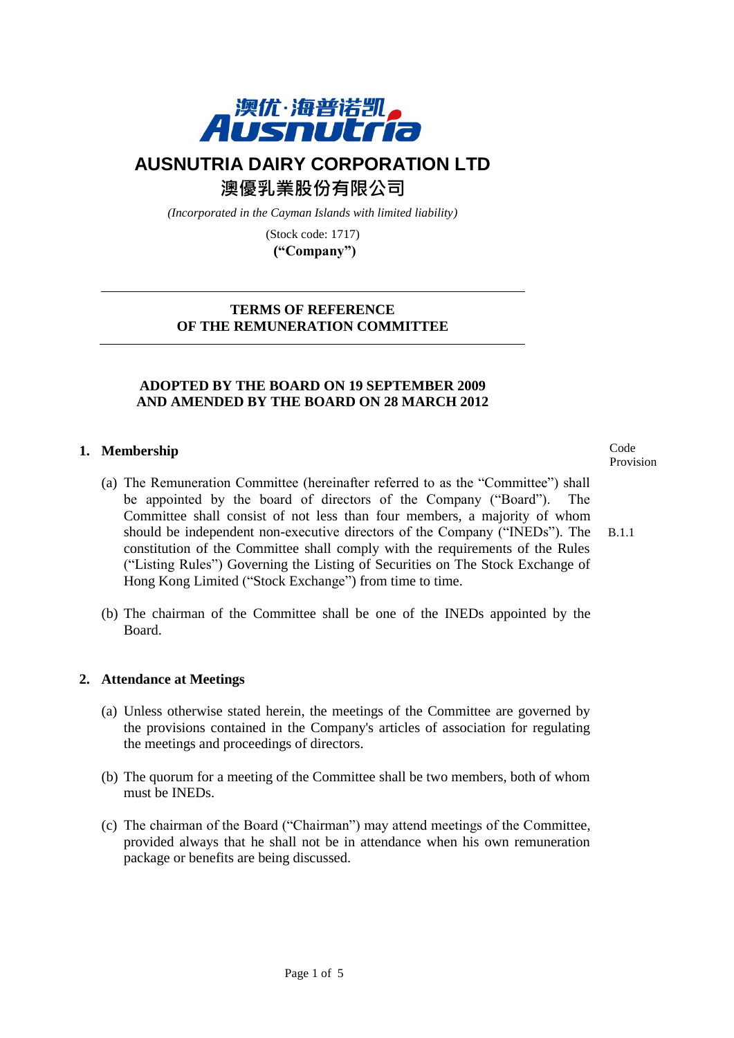# AUSNUTRIA DAIRY CORPORATION LTD

## 澳優乳業股份有限公司

*(Incorporated in the Cayman Islands with limited liability)*

(Stock code: 1717)

**("Company")**

---

**TERMS OF REFERENCE**
**OF THE REMUNERATION COMMITTEE**

---

**ADOPTED BY THE BOARD ON 19 SEPTEMBER 2009**
**AND AMENDED BY THE BOARD ON 28 MARCH 2012**

### 1. Membership

Code Provision

(a) The Remuneration Committee (hereinafter referred to as the "Committee") shall be appointed by the board of directors of the Company ("Board"). The Committee shall consist of not less than four members, a majority of whom should be independent non-executive directors of the Company ("INEDs"). The constitution of the Committee shall comply with the requirements of the Rules ("Listing Rules") Governing the Listing of Securities on The Stock Exchange of Hong Kong Limited ("Stock Exchange") from time to time. (B.1.1)

(b) The chairman of the Committee shall be one of the INEDs appointed by the Board.

### 2. Attendance at Meetings

(a) Unless otherwise stated herein, the meetings of the Committee are governed by the provisions contained in the Company's articles of association for regulating the meetings and proceedings of directors.

(b) The quorum for a meeting of the Committee shall be two members, both of whom must be INEDs.

(c) The chairman of the Board ("Chairman") may attend meetings of the Committee, provided always that he shall not be in attendance when his own remuneration package or benefits are being discussed.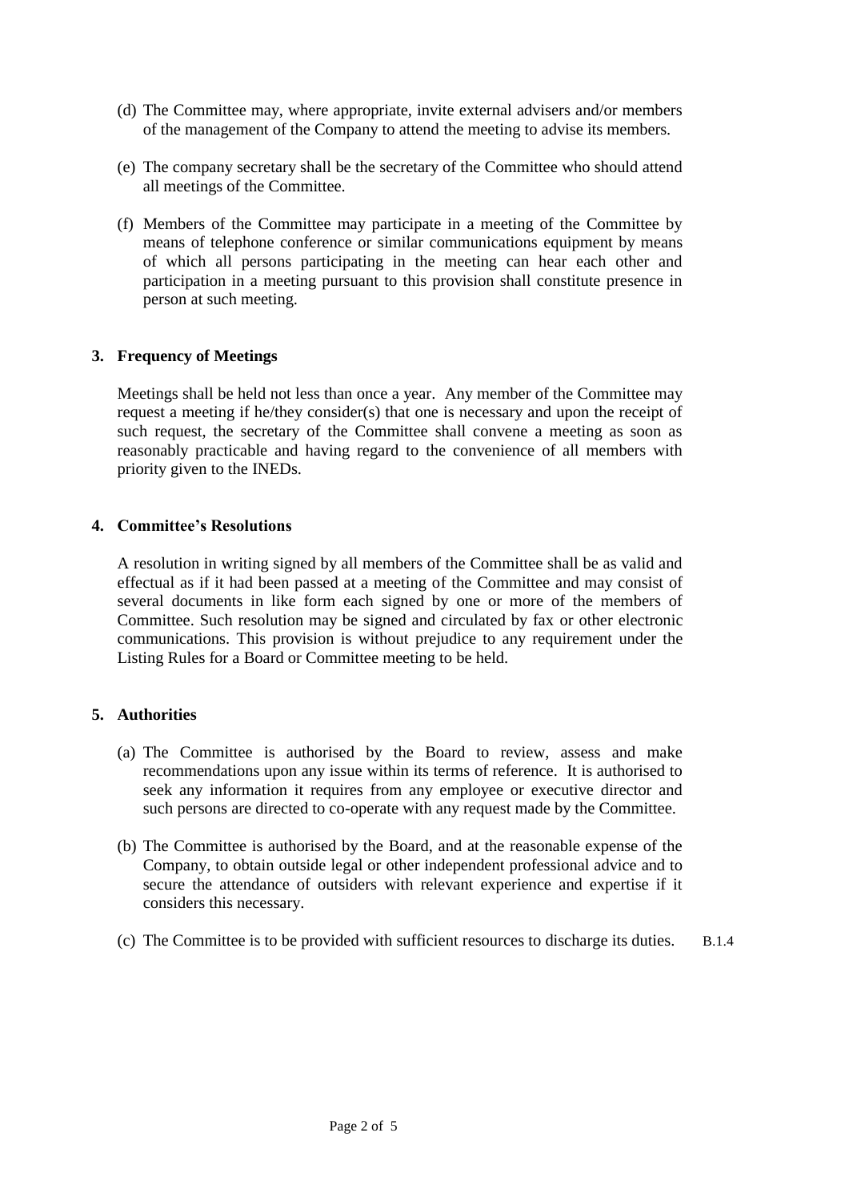(d) The Committee may, where appropriate, invite external advisers and/or members of the management of the Company to attend the meeting to advise its members.

(e) The company secretary shall be the secretary of the Committee who should attend all meetings of the Committee.

(f) Members of the Committee may participate in a meeting of the Committee by means of telephone conference or similar communications equipment by means of which all persons participating in the meeting can hear each other and participation in a meeting pursuant to this provision shall constitute presence in person at such meeting.

## 3. Frequency of Meetings

Meetings shall be held not less than once a year. Any member of the Committee may request a meeting if he/they consider(s) that one is necessary and upon the receipt of such request, the secretary of the Committee shall convene a meeting as soon as reasonably practicable and having regard to the convenience of all members with priority given to the INEDs.

## 4. Committee's Resolutions

A resolution in writing signed by all members of the Committee shall be as valid and effectual as if it had been passed at a meeting of the Committee and may consist of several documents in like form each signed by one or more of the members of Committee. Such resolution may be signed and circulated by fax or other electronic communications. This provision is without prejudice to any requirement under the Listing Rules for a Board or Committee meeting to be held.

## 5. Authorities

(a) The Committee is authorised by the Board to review, assess and make recommendations upon any issue within its terms of reference. It is authorised to seek any information it requires from any employee or executive director and such persons are directed to co-operate with any request made by the Committee.

(b) The Committee is authorised by the Board, and at the reasonable expense of the Company, to obtain outside legal or other independent professional advice and to secure the attendance of outsiders with relevant experience and expertise if it considers this necessary.

(c) The Committee is to be provided with sufficient resources to discharge its duties. B.1.4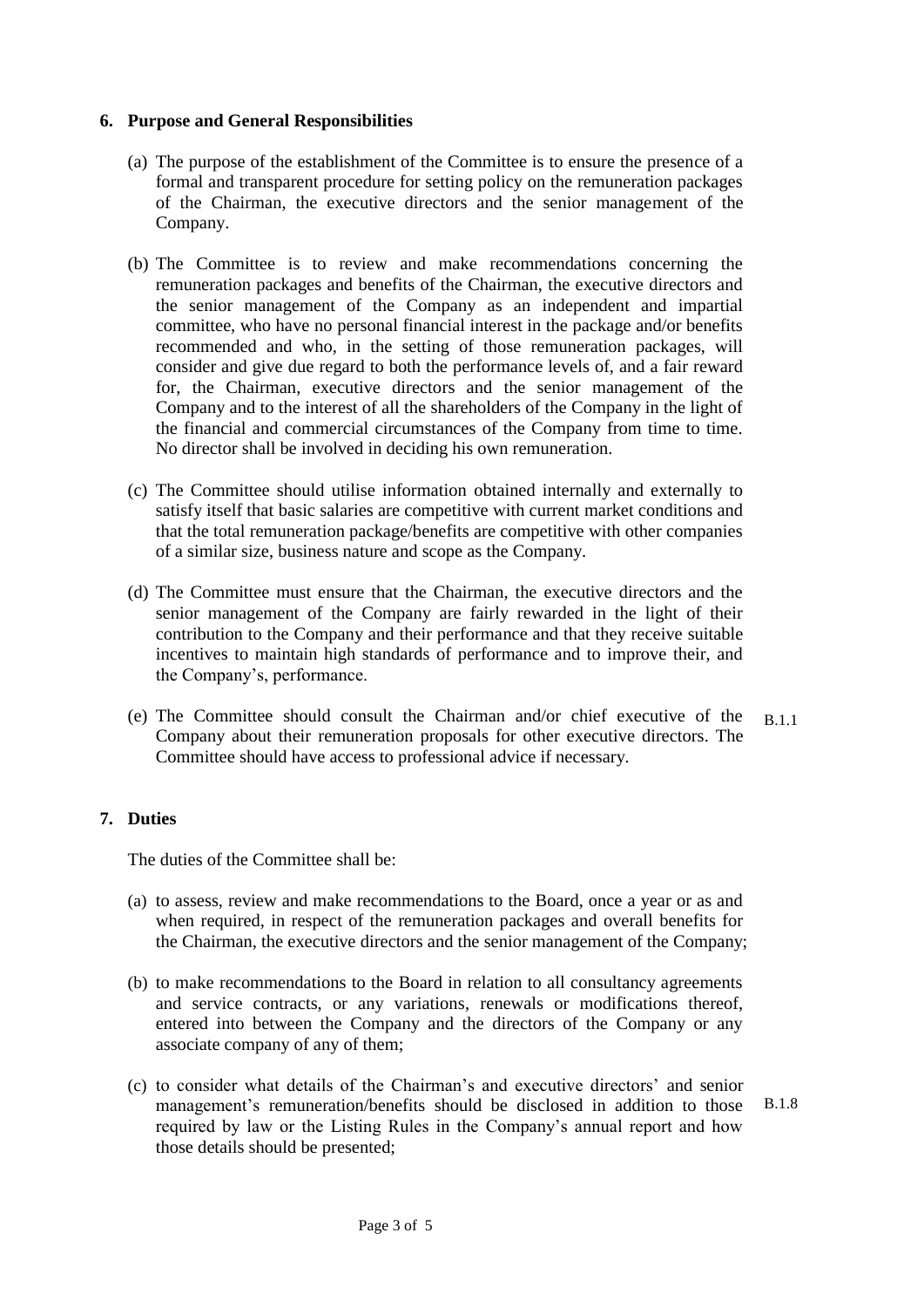## 6. Purpose and General Responsibilities

(a) The purpose of the establishment of the Committee is to ensure the presence of a formal and transparent procedure for setting policy on the remuneration packages of the Chairman, the executive directors and the senior management of the Company.

(b) The Committee is to review and make recommendations concerning the remuneration packages and benefits of the Chairman, the executive directors and the senior management of the Company as an independent and impartial committee, who have no personal financial interest in the package and/or benefits recommended and who, in the setting of those remuneration packages, will consider and give due regard to both the performance levels of, and a fair reward for, the Chairman, executive directors and the senior management of the Company and to the interest of all the shareholders of the Company in the light of the financial and commercial circumstances of the Company from time to time. No director shall be involved in deciding his own remuneration.

(c) The Committee should utilise information obtained internally and externally to satisfy itself that basic salaries are competitive with current market conditions and that the total remuneration package/benefits are competitive with other companies of a similar size, business nature and scope as the Company.

(d) The Committee must ensure that the Chairman, the executive directors and the senior management of the Company are fairly rewarded in the light of their contribution to the Company and their performance and that they receive suitable incentives to maintain high standards of performance and to improve their, and the Company's, performance.

(e) The Committee should consult the Chairman and/or chief executive of the Company about their remuneration proposals for other executive directors. The Committee should have access to professional advice if necessary. B.1.1

## 7. Duties

The duties of the Committee shall be:

(a) to assess, review and make recommendations to the Board, once a year or as and when required, in respect of the remuneration packages and overall benefits for the Chairman, the executive directors and the senior management of the Company;

(b) to make recommendations to the Board in relation to all consultancy agreements and service contracts, or any variations, renewals or modifications thereof, entered into between the Company and the directors of the Company or any associate company of any of them;

(c) to consider what details of the Chairman's and executive directors' and senior management's remuneration/benefits should be disclosed in addition to those required by law or the Listing Rules in the Company's annual report and how those details should be presented; B.1.8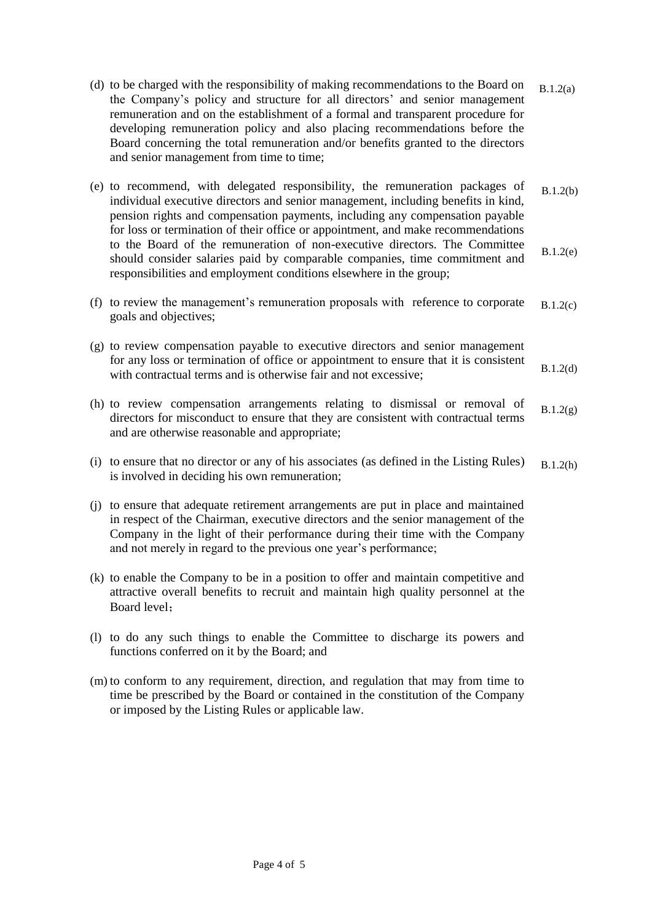(d) to be charged with the responsibility of making recommendations to the Board on the Company's policy and structure for all directors' and senior management remuneration and on the establishment of a formal and transparent procedure for developing remuneration policy and also placing recommendations before the Board concerning the total remuneration and/or benefits granted to the directors and senior management from time to time; B.1.2(a)

(e) to recommend, with delegated responsibility, the remuneration packages of individual executive directors and senior management, including benefits in kind, pension rights and compensation payments, including any compensation payable for loss or termination of their office or appointment, and make recommendations to the Board of the remuneration of non-executive directors. The Committee should consider salaries paid by comparable companies, time commitment and responsibilities and employment conditions elsewhere in the group; B.1.2(b) B.1.2(e)

(f) to review the management's remuneration proposals with reference to corporate goals and objectives; B.1.2(c)

(g) to review compensation payable to executive directors and senior management for any loss or termination of office or appointment to ensure that it is consistent with contractual terms and is otherwise fair and not excessive; B.1.2(d)

(h) to review compensation arrangements relating to dismissal or removal of directors for misconduct to ensure that they are consistent with contractual terms and are otherwise reasonable and appropriate; B.1.2(g)

(i) to ensure that no director or any of his associates (as defined in the Listing Rules) is involved in deciding his own remuneration; B.1.2(h)

(j) to ensure that adequate retirement arrangements are put in place and maintained in respect of the Chairman, executive directors and the senior management of the Company in the light of their performance during their time with the Company and not merely in regard to the previous one year's performance;

(k) to enable the Company to be in a position to offer and maintain competitive and attractive overall benefits to recruit and maintain high quality personnel at the Board level；

(l) to do any such things to enable the Committee to discharge its powers and functions conferred on it by the Board; and

(m) to conform to any requirement, direction, and regulation that may from time to time be prescribed by the Board or contained in the constitution of the Company or imposed by the Listing Rules or applicable law.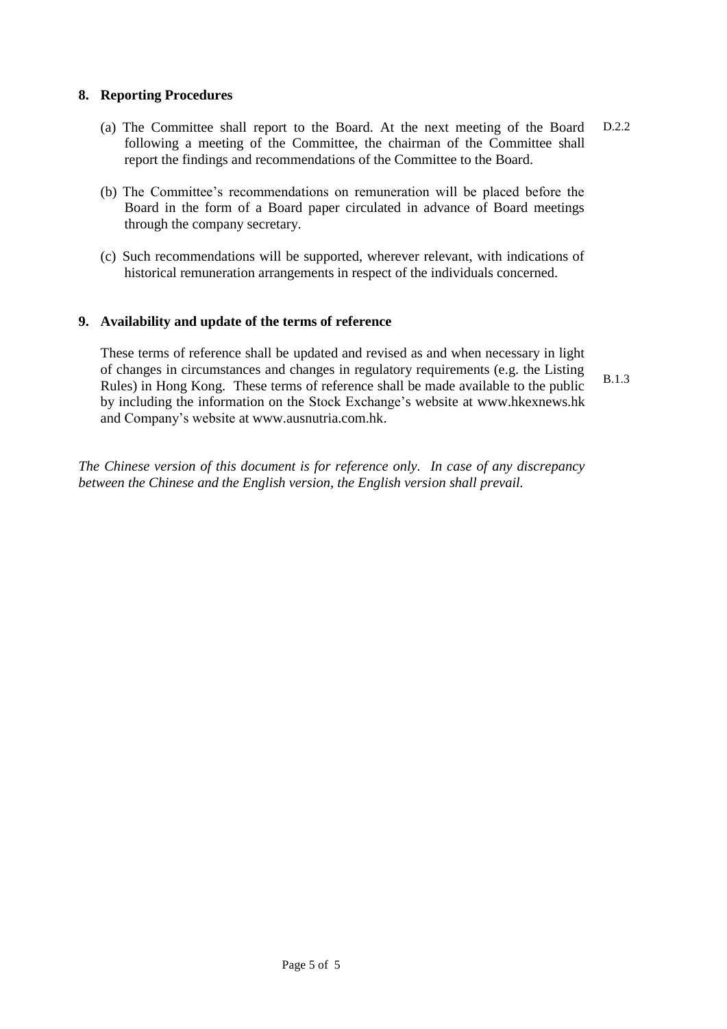## 8. Reporting Procedures

(a) The Committee shall report to the Board. At the next meeting of the Board following a meeting of the Committee, the chairman of the Committee shall report the findings and recommendations of the Committee to the Board. D.2.2

(b) The Committee's recommendations on remuneration will be placed before the Board in the form of a Board paper circulated in advance of Board meetings through the company secretary.

(c) Such recommendations will be supported, wherever relevant, with indications of historical remuneration arrangements in respect of the individuals concerned.

## 9. Availability and update of the terms of reference

These terms of reference shall be updated and revised as and when necessary in light of changes in circumstances and changes in regulatory requirements (e.g. the Listing Rules) in Hong Kong. These terms of reference shall be made available to the public by including the information on the Stock Exchange's website at www.hkexnews.hk and Company's website at www.ausnutria.com.hk. B.1.3

*The Chinese version of this document is for reference only. In case of any discrepancy between the Chinese and the English version, the English version shall prevail.*